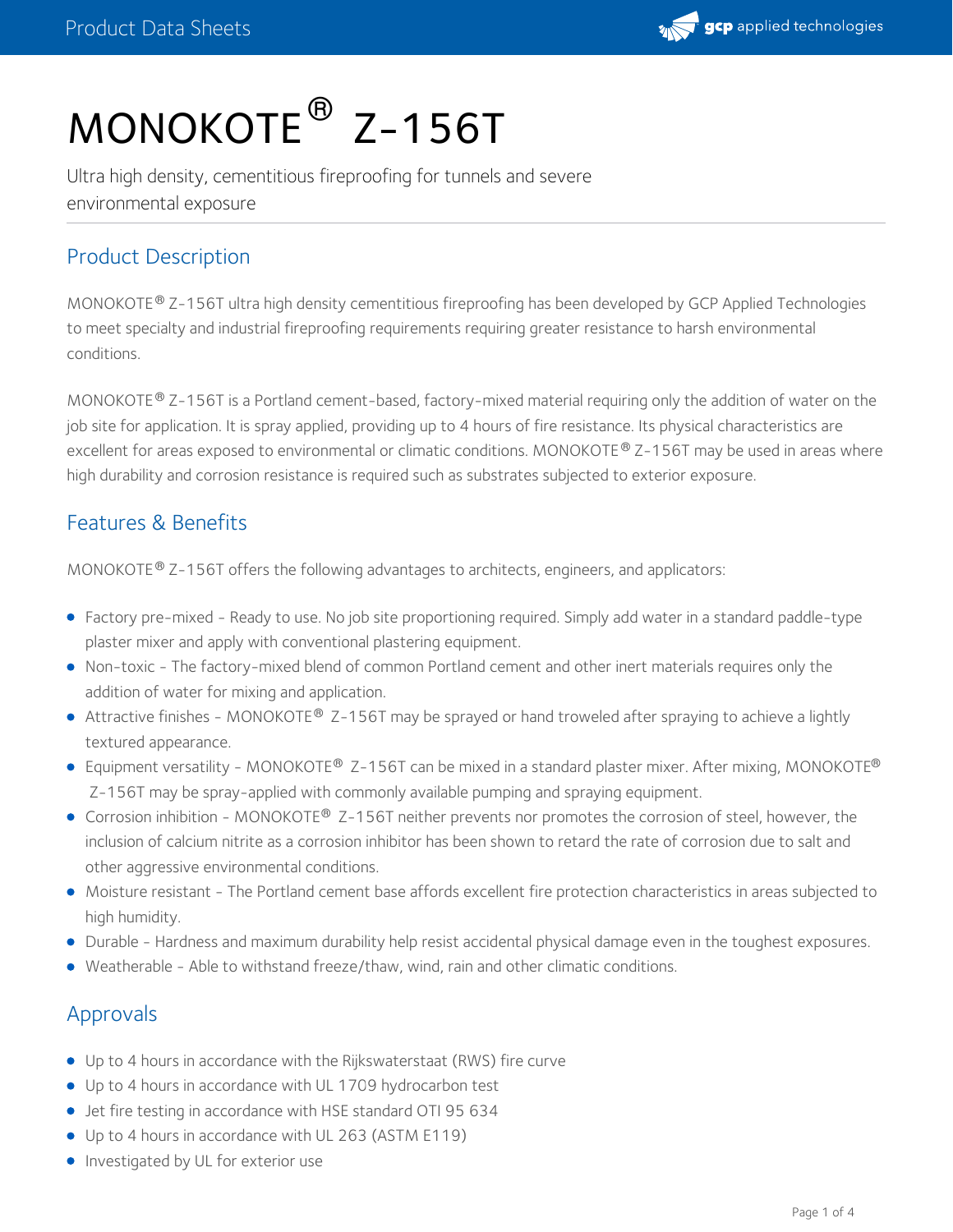# MONOKOTE® Z-156T

Ultra high density, cementitious fireproofing for tunnels and severe environmental exposure

## Product Description

MONOKOTE® Z-156T ultra high density cementitious fireproofing has been developed by GCP Applied Technologies to meet specialty and industrial fireproofing requirements requiring greater resistance to harsh environmental conditions.

MONOKOTE® Z-156T is a Portland cement-based, factory-mixed material requiring only the addition of water on the job site for application. It is spray applied, providing up to 4 hours of fire resistance. Its physical characteristics are excellent for areas exposed to environmental or climatic conditions. MONOKOTE® Z-156T may be used in areas where high durability and corrosion resistance is required such as substrates subjected to exterior exposure.

## Features & Benefits

MONOKOTE® Z-156T offers the following advantages to architects, engineers, and applicators:

- Factory pre-mixed - Ready to use. No job site proportioning required. Simply add water in a standard paddle-type plaster mixer and apply with conventional plastering equipment.
- Non-toxic - The factory-mixed blend of common Portland cement and other inert materials requires only the addition of water for mixing and application.
- Attractive finishes - MONOKOTE® Z-156T may be sprayed or hand troweled after spraying to achieve a lightly textured appearance.
- Equipment versatility - MONOKOTE® Z-156T can be mixed in a standard plaster mixer. After mixing, MONOKOTE® Z-156T may be spray-applied with commonly available pumping and spraying equipment.
- Corrosion inhibition - MONOKOTE® Z-156T neither prevents nor promotes the corrosion of steel, however, the inclusion of calcium nitrite as a corrosion inhibitor has been shown to retard the rate of corrosion due to salt and other aggressive environmental conditions.
- Moisture resistant - The Portland cement base affords excellent fire protection characteristics in areas subjected to high humidity.
- Durable - Hardness and maximum durability help resist accidental physical damage even in the toughest exposures.
- Weatherable - Able to withstand freeze/thaw, wind, rain and other climatic conditions.

## Approvals

- Up to 4 hours in accordance with the Rijkswaterstaat (RWS) fire curve
- Up to 4 hours in accordance with UL 1709 hydrocarbon test
- Jet fire testing in accordance with HSE standard OTI 95 634
- Up to 4 hours in accordance with UL 263 (ASTM E119)
- Investigated by UL for exterior use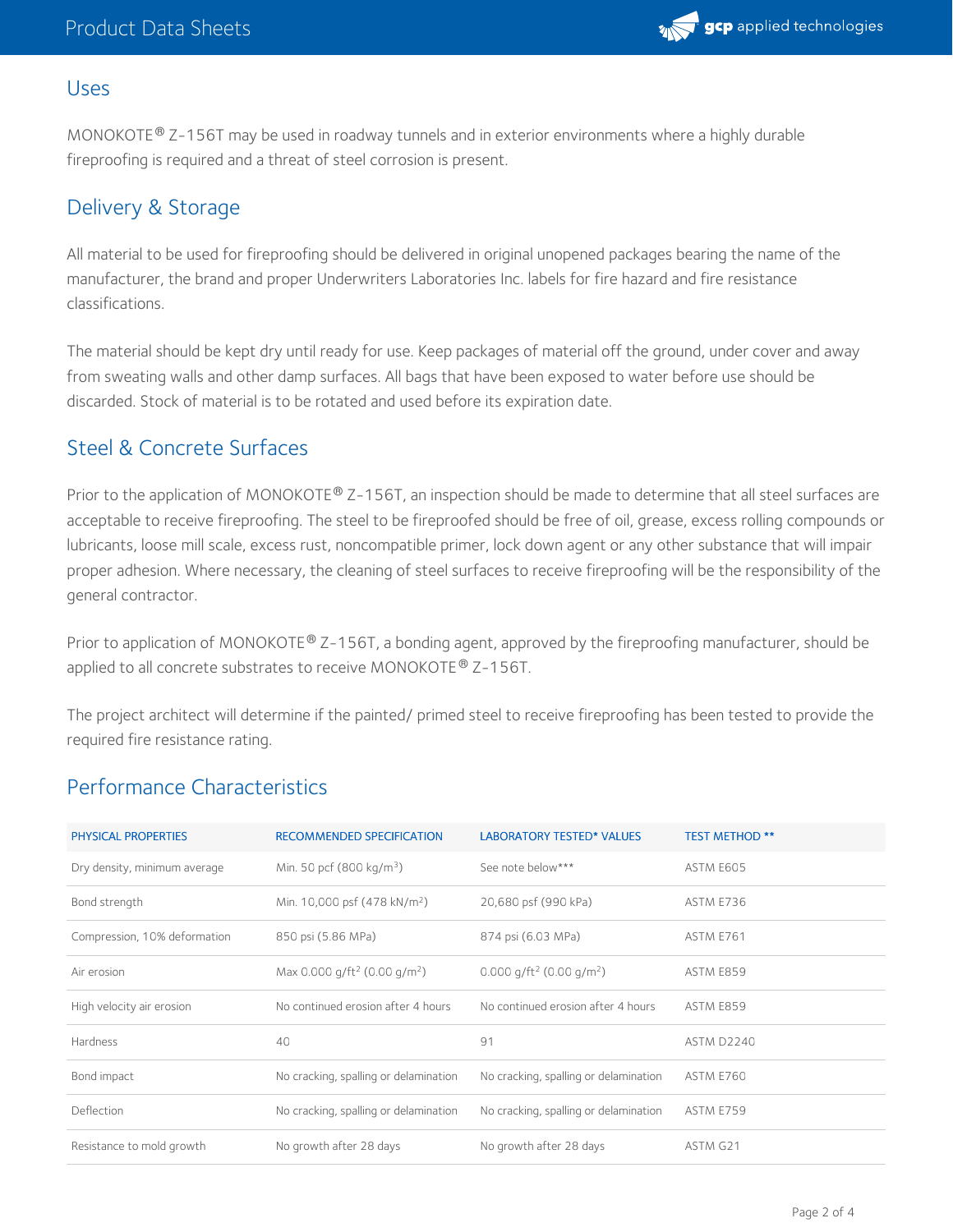## Uses

MONOKOTE® Z-156T may be used in roadway tunnels and in exterior environments where a highly durable fireproofing is required and a threat of steel corrosion is present.

## Delivery & Storage

All material to be used for fireproofing should be delivered in original unopened packages bearing the name of the manufacturer, the brand and proper Underwriters Laboratories Inc. labels for fire hazard and fire resistance classifications.

The material should be kept dry until ready for use. Keep packages of material off the ground, under cover and away from sweating walls and other damp surfaces. All bags that have been exposed to water before use should be discarded. Stock of material is to be rotated and used before its expiration date.

## Steel & Concrete Surfaces

Prior to the application of MONOKOTE® Z-156T, an inspection should be made to determine that all steel surfaces are acceptable to receive fireproofing. The steel to be fireproofed should be free of oil, grease, excess rolling compounds or lubricants, loose mill scale, excess rust, noncompatible primer, lock down agent or any other substance that will impair proper adhesion. Where necessary, the cleaning of steel surfaces to receive fireproofing will be the responsibility of the general contractor.

Prior to application of MONOKOTE® Z-156T, a bonding agent, approved by the fireproofing manufacturer, should be applied to all concrete substrates to receive MONOKOTE® Z-156T.

The project architect will determine if the painted/ primed steel to receive fireproofing has been tested to provide the required fire resistance rating.

## Performance Characteristics

| PHYSICAL PROPERTIES | RECOMMENDED SPECIFICATION | LABORATORY TESTED* VALUES | TEST METHOD ** |
|---|---|---|---|
| Dry density, minimum average | Min. 50 pcf (800 kg/m$^3$) | See note below*** | ASTM E605 |
| Bond strength | Min. 10,000 psf (478 kN/m$^2$) | 20,680 psf (990 kPa) | ASTM E736 |
| Compression, 10% deformation | 850 psi (5.86 MPa) | 874 psi (6.03 MPa) | ASTM E761 |
| Air erosion | Max 0.000 g/ft$^2$ (0.00 g/m$^2$) | 0.000 g/ft$^2$ (0.00 g/m$^2$) | ASTM E859 |
| High velocity air erosion | No continued erosion after 4 hours | No continued erosion after 4 hours | ASTM E859 |
| Hardness | 40 | 91 | ASTM D2240 |
| Bond impact | No cracking, spalling or delamination | No cracking, spalling or delamination | ASTM E760 |
| Deflection | No cracking, spalling or delamination | No cracking, spalling or delamination | ASTM E759 |
| Resistance to mold growth | No growth after 28 days | No growth after 28 days | ASTM G21 |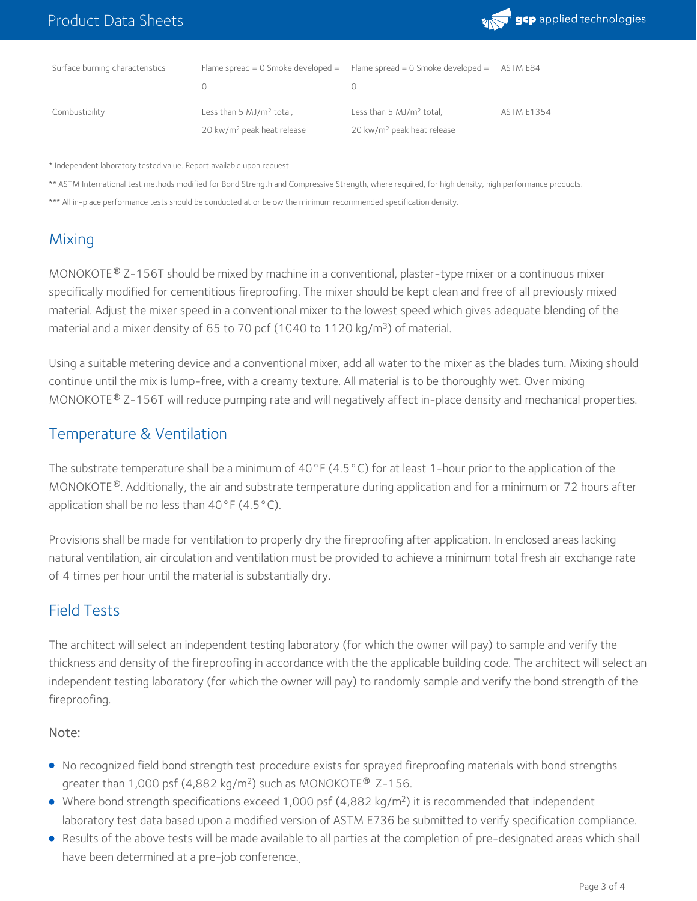| | | | |
|---|---|---|---|
| Surface burning characteristics | Flame spread = 0 Smoke developed = 0 | Flame spread = 0 Smoke developed = 0 | ASTM E84 |
| Combustibility | Less than 5 MJ/m$^2$ total, 20 kw/m$^2$ peak heat release | Less than 5 MJ/m$^2$ total, 20 kw/m$^2$ peak heat release | ASTM E1354 |

* Independent laboratory tested value. Report available upon request.

** ASTM International test methods modified for Bond Strength and Compressive Strength, where required, for high density, high performance products.

*** All in-place performance tests should be conducted at or below the minimum recommended specification density.

## Mixing

MONOKOTE® Z-156T should be mixed by machine in a conventional, plaster-type mixer or a continuous mixer specifically modified for cementitious fireproofing. The mixer should be kept clean and free of all previously mixed material. Adjust the mixer speed in a conventional mixer to the lowest speed which gives adequate blending of the material and a mixer density of 65 to 70 pcf (1040 to 1120 kg/m$^3$) of material.

Using a suitable metering device and a conventional mixer, add all water to the mixer as the blades turn. Mixing should continue until the mix is lump-free, with a creamy texture. All material is to be thoroughly wet. Over mixing MONOKOTE® Z-156T will reduce pumping rate and will negatively affect in-place density and mechanical properties.

## Temperature & Ventilation

The substrate temperature shall be a minimum of 40°F (4.5°C) for at least 1-hour prior to the application of the MONOKOTE®. Additionally, the air and substrate temperature during application and for a minimum or 72 hours after application shall be no less than 40°F (4.5°C).

Provisions shall be made for ventilation to properly dry the fireproofing after application. In enclosed areas lacking natural ventilation, air circulation and ventilation must be provided to achieve a minimum total fresh air exchange rate of 4 times per hour until the material is substantially dry.

## Field Tests

The architect will select an independent testing laboratory (for which the owner will pay) to sample and verify the thickness and density of the fireproofing in accordance with the the applicable building code. The architect will select an independent testing laboratory (for which the owner will pay) to randomly sample and verify the bond strength of the fireproofing.

### Note:

- No recognized field bond strength test procedure exists for sprayed fireproofing materials with bond strengths greater than 1,000 psf (4,882 kg/m$^2$) such as MONOKOTE® Z-156.
- Where bond strength specifications exceed 1,000 psf (4,882 kg/m$^2$) it is recommended that independent laboratory test data based upon a modified version of ASTM E736 be submitted to verify specification compliance.
- Results of the above tests will be made available to all parties at the completion of pre-designated areas which shall have been determined at a pre-job conference.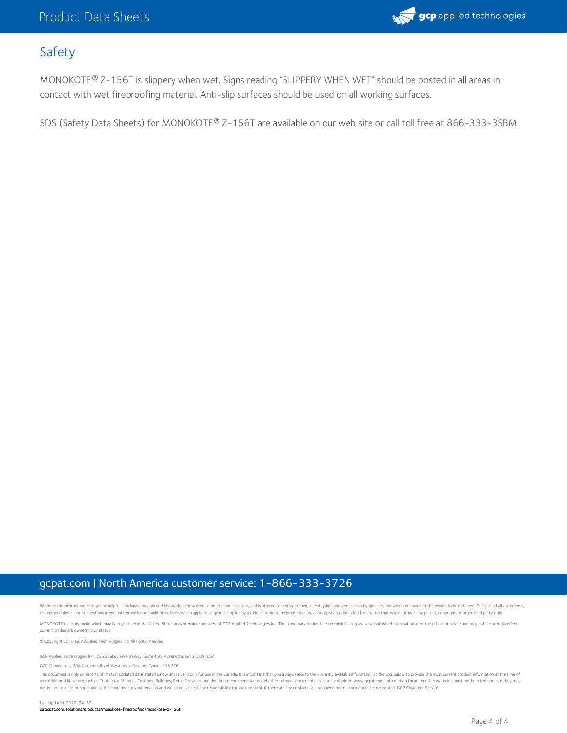## Safety

MONOKOTE® Z-156T is slippery when wet. Signs reading “SLIPPERY WHEN WET” should be posted in all areas in contact with wet fireproofing material. Anti-slip surfaces should be used on all working surfaces.

SDS (Safety Data Sheets) for MONOKOTE® Z-156T are available on our web site or call toll free at 866-333-3SBM.

gcpat.com | North America customer service: 1-866-333-3726

We hope the information here will be helpful. It is based on data and knowledge considered to be true and accurate, and is offered for consideration, investigation and verification by the user, but we do not warrant the results to be obtained. Please read all statements, recommendations, and suggestions in conjunction with our conditions of sale, which apply to all goods supplied by us. No statement, recommendation, or suggestion is intended for any use that would infringe any patent, copyright, or other third party right.

MONOKOTE is a trademark, which may be registered in the United States and/or other countries, of GCP Applied Technologies Inc. This trademark list has been compiled using available published information as of the publication date and may not accurately reflect current trademark ownership or status.

© Copyright 2018 GCP Applied Technologies Inc. All rights reserved.

GCP Applied Technologies Inc., 2325 Lakeview Parkway, Suite 450, Alpharetta, GA 30009, USA

GCP Canada, Inc., 294 Clements Road, West, Ajax, Ontario, Canada L1S 3C6.

This document is only current as of the last updated date stated below and is valid only for use in the Canada. It is important that you always refer to the currently available information at the URL below to provide the most current product information at the time of use. Additional literature such as Contractor Manuals, Technical Bulletins, Detail Drawings and detailing recommendations and other relevant documents are also available on www.gcpat.com. Information found on other websites must not be relied upon, as they may not be up-to-date or applicable to the conditions in your location and we do not accept any responsibility for their content. If there are any conflicts or if you need more information, please contact GCP Customer Service.

Last Updated: 2022-04-27

ca.gcpat.com/solutions/products/monokote-fireproofing/monokote-z-156t